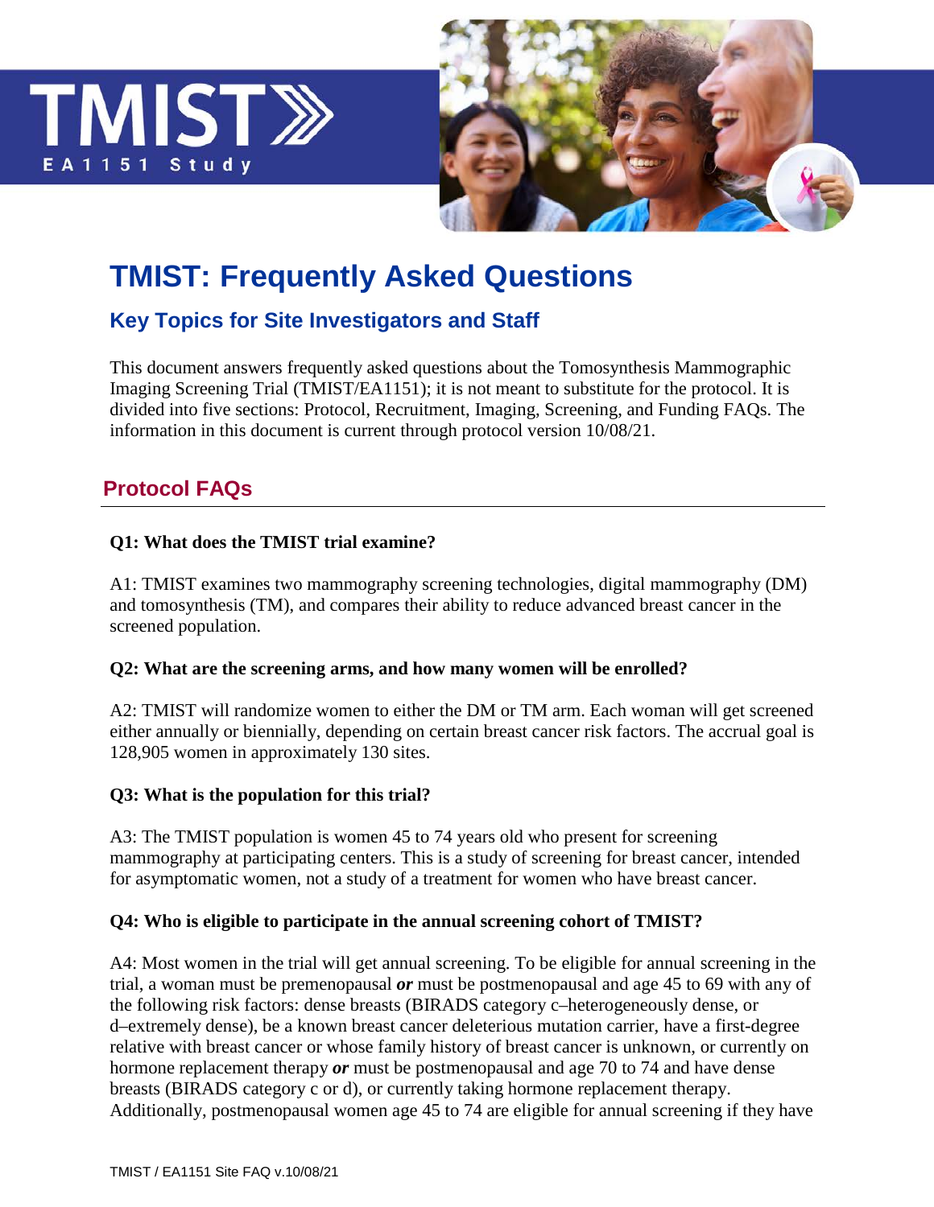TMIST
EA1151 Study

# TMIST: Frequently Asked Questions

## Key Topics for Site Investigators and Staff

This document answers frequently asked questions about the Tomosynthesis Mammographic Imaging Screening Trial (TMIST/EA1151); it is not meant to substitute for the protocol. It is divided into five sections: Protocol, Recruitment, Imaging, Screening, and Funding FAQs. The information in this document is current through protocol version 10/08/21.

## Protocol FAQs

**Q1: What does the TMIST trial examine?**

A1: TMIST examines two mammography screening technologies, digital mammography (DM) and tomosynthesis (TM), and compares their ability to reduce advanced breast cancer in the screened population.

**Q2: What are the screening arms, and how many women will be enrolled?**

A2: TMIST will randomize women to either the DM or TM arm. Each woman will get screened either annually or biennially, depending on certain breast cancer risk factors. The accrual goal is 128,905 women in approximately 130 sites.

**Q3: What is the population for this trial?**

A3: The TMIST population is women 45 to 74 years old who present for screening mammography at participating centers. This is a study of screening for breast cancer, intended for asymptomatic women, not a study of a treatment for women who have breast cancer.

**Q4: Who is eligible to participate in the annual screening cohort of TMIST?**

A4: Most women in the trial will get annual screening. To be eligible for annual screening in the trial, a woman must be premenopausal ***or*** must be postmenopausal and age 45 to 69 with any of the following risk factors: dense breasts (BIRADS category c–heterogeneously dense, or d–extremely dense), be a known breast cancer deleterious mutation carrier, have a first-degree relative with breast cancer or whose family history of breast cancer is unknown, or currently on hormone replacement therapy ***or*** must be postmenopausal and age 70 to 74 and have dense breasts (BIRADS category c or d), or currently taking hormone replacement therapy. Additionally, postmenopausal women age 45 to 74 are eligible for annual screening if they have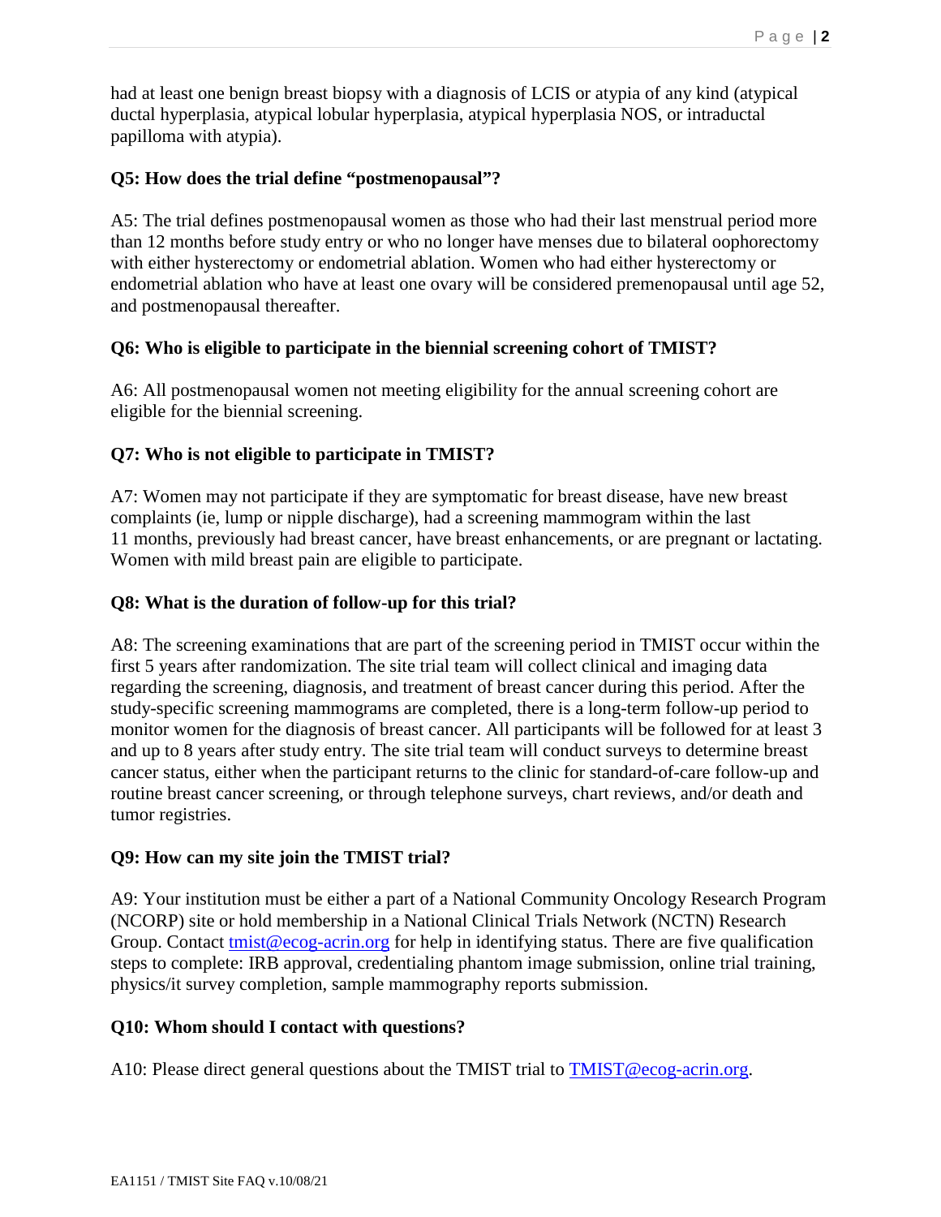had at least one benign breast biopsy with a diagnosis of LCIS or atypia of any kind (atypical ductal hyperplasia, atypical lobular hyperplasia, atypical hyperplasia NOS, or intraductal papilloma with atypia).

**Q5: How does the trial define “postmenopausal”?**

A5: The trial defines postmenopausal women as those who had their last menstrual period more than 12 months before study entry or who no longer have menses due to bilateral oophorectomy with either hysterectomy or endometrial ablation. Women who had either hysterectomy or endometrial ablation who have at least one ovary will be considered premenopausal until age 52, and postmenopausal thereafter.

**Q6: Who is eligible to participate in the biennial screening cohort of TMIST?**

A6: All postmenopausal women not meeting eligibility for the annual screening cohort are eligible for the biennial screening.

**Q7: Who is not eligible to participate in TMIST?**

A7: Women may not participate if they are symptomatic for breast disease, have new breast complaints (ie, lump or nipple discharge), had a screening mammogram within the last 11 months, previously had breast cancer, have breast enhancements, or are pregnant or lactating. Women with mild breast pain are eligible to participate.

**Q8: What is the duration of follow-up for this trial?**

A8: The screening examinations that are part of the screening period in TMIST occur within the first 5 years after randomization. The site trial team will collect clinical and imaging data regarding the screening, diagnosis, and treatment of breast cancer during this period. After the study-specific screening mammograms are completed, there is a long-term follow-up period to monitor women for the diagnosis of breast cancer. All participants will be followed for at least 3 and up to 8 years after study entry. The site trial team will conduct surveys to determine breast cancer status, either when the participant returns to the clinic for standard-of-care follow-up and routine breast cancer screening, or through telephone surveys, chart reviews, and/or death and tumor registries.

**Q9: How can my site join the TMIST trial?**

A9: Your institution must be either a part of a National Community Oncology Research Program (NCORP) site or hold membership in a National Clinical Trials Network (NCTN) Research Group. Contact tmist@ecog-acrin.org for help in identifying status. There are five qualification steps to complete: IRB approval, credentialing phantom image submission, online trial training, physics/it survey completion, sample mammography reports submission.

**Q10: Whom should I contact with questions?**

A10: Please direct general questions about the TMIST trial to TMIST@ecog-acrin.org.

EA1151 / TMIST Site FAQ v.10/08/21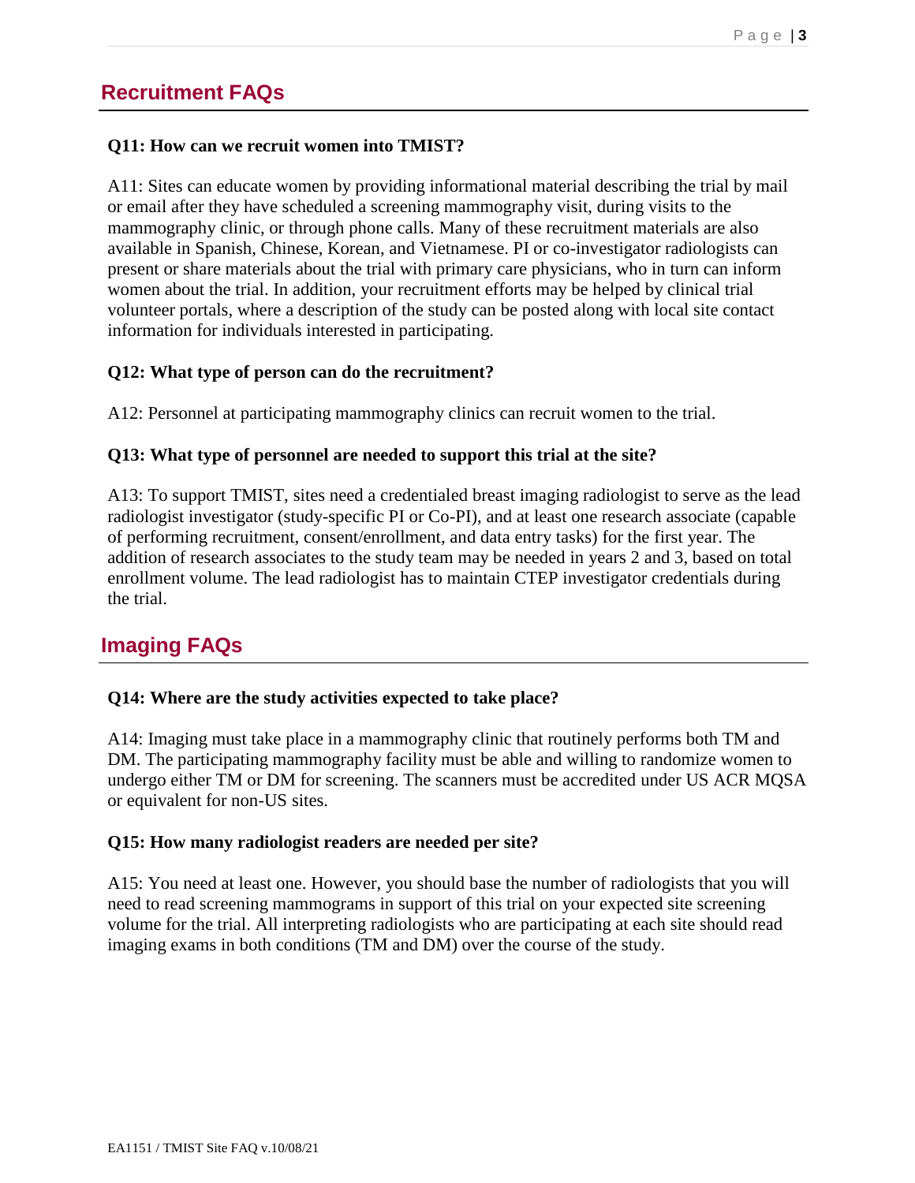## Recruitment FAQs

**Q11: How can we recruit women into TMIST?**

A11: Sites can educate women by providing informational material describing the trial by mail or email after they have scheduled a screening mammography visit, during visits to the mammography clinic, or through phone calls. Many of these recruitment materials are also available in Spanish, Chinese, Korean, and Vietnamese. PI or co-investigator radiologists can present or share materials about the trial with primary care physicians, who in turn can inform women about the trial. In addition, your recruitment efforts may be helped by clinical trial volunteer portals, where a description of the study can be posted along with local site contact information for individuals interested in participating.

**Q12: What type of person can do the recruitment?**

A12: Personnel at participating mammography clinics can recruit women to the trial.

**Q13: What type of personnel are needed to support this trial at the site?**

A13: To support TMIST, sites need a credentialed breast imaging radiologist to serve as the lead radiologist investigator (study-specific PI or Co-PI), and at least one research associate (capable of performing recruitment, consent/enrollment, and data entry tasks) for the first year. The addition of research associates to the study team may be needed in years 2 and 3, based on total enrollment volume. The lead radiologist has to maintain CTEP investigator credentials during the trial.

## Imaging FAQs

**Q14: Where are the study activities expected to take place?**

A14: Imaging must take place in a mammography clinic that routinely performs both TM and DM. The participating mammography facility must be able and willing to randomize women to undergo either TM or DM for screening. The scanners must be accredited under US ACR MQSA or equivalent for non-US sites.

**Q15: How many radiologist readers are needed per site?**

A15: You need at least one. However, you should base the number of radiologists that you will need to read screening mammograms in support of this trial on your expected site screening volume for the trial. All interpreting radiologists who are participating at each site should read imaging exams in both conditions (TM and DM) over the course of the study.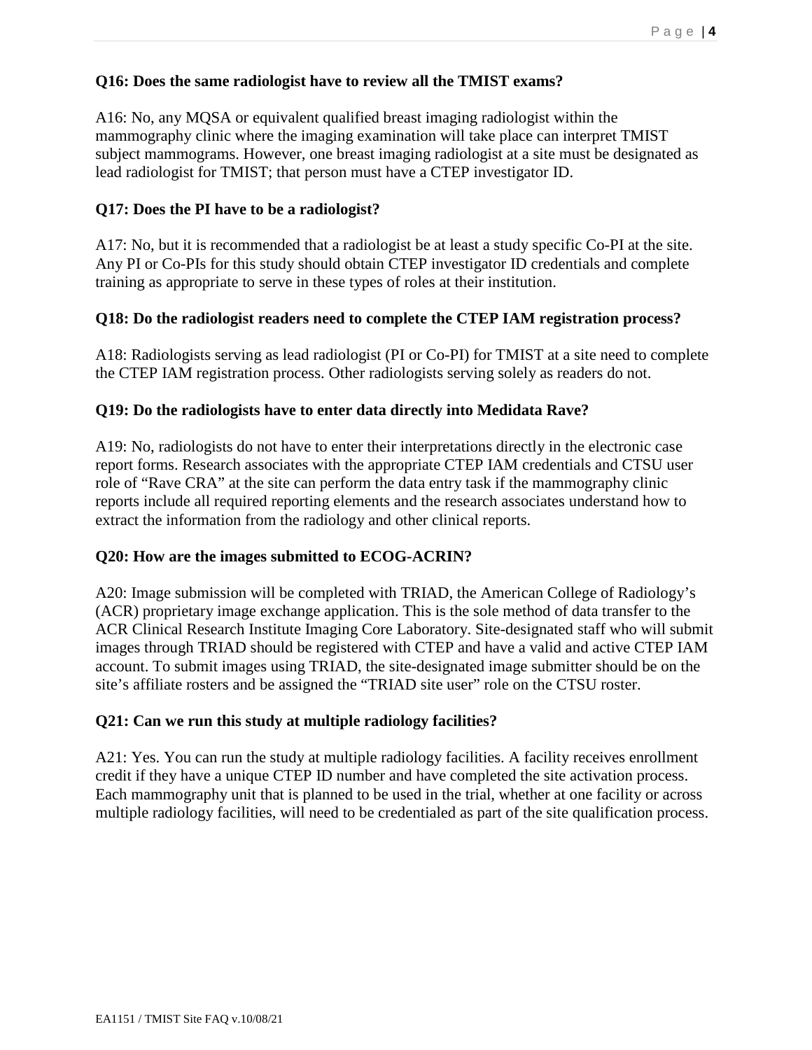**Q16: Does the same radiologist have to review all the TMIST exams?**

A16: No, any MQSA or equivalent qualified breast imaging radiologist within the mammography clinic where the imaging examination will take place can interpret TMIST subject mammograms. However, one breast imaging radiologist at a site must be designated as lead radiologist for TMIST; that person must have a CTEP investigator ID.

**Q17: Does the PI have to be a radiologist?**

A17: No, but it is recommended that a radiologist be at least a study specific Co-PI at the site. Any PI or Co-PIs for this study should obtain CTEP investigator ID credentials and complete training as appropriate to serve in these types of roles at their institution.

**Q18: Do the radiologist readers need to complete the CTEP IAM registration process?**

A18: Radiologists serving as lead radiologist (PI or Co-PI) for TMIST at a site need to complete the CTEP IAM registration process. Other radiologists serving solely as readers do not.

**Q19: Do the radiologists have to enter data directly into Medidata Rave?**

A19: No, radiologists do not have to enter their interpretations directly in the electronic case report forms. Research associates with the appropriate CTEP IAM credentials and CTSU user role of "Rave CRA" at the site can perform the data entry task if the mammography clinic reports include all required reporting elements and the research associates understand how to extract the information from the radiology and other clinical reports.

**Q20: How are the images submitted to ECOG-ACRIN?**

A20: Image submission will be completed with TRIAD, the American College of Radiology's (ACR) proprietary image exchange application. This is the sole method of data transfer to the ACR Clinical Research Institute Imaging Core Laboratory. Site-designated staff who will submit images through TRIAD should be registered with CTEP and have a valid and active CTEP IAM account. To submit images using TRIAD, the site-designated image submitter should be on the site's affiliate rosters and be assigned the "TRIAD site user" role on the CTSU roster.

**Q21: Can we run this study at multiple radiology facilities?**

A21: Yes. You can run the study at multiple radiology facilities. A facility receives enrollment credit if they have a unique CTEP ID number and have completed the site activation process. Each mammography unit that is planned to be used in the trial, whether at one facility or across multiple radiology facilities, will need to be credentialed as part of the site qualification process.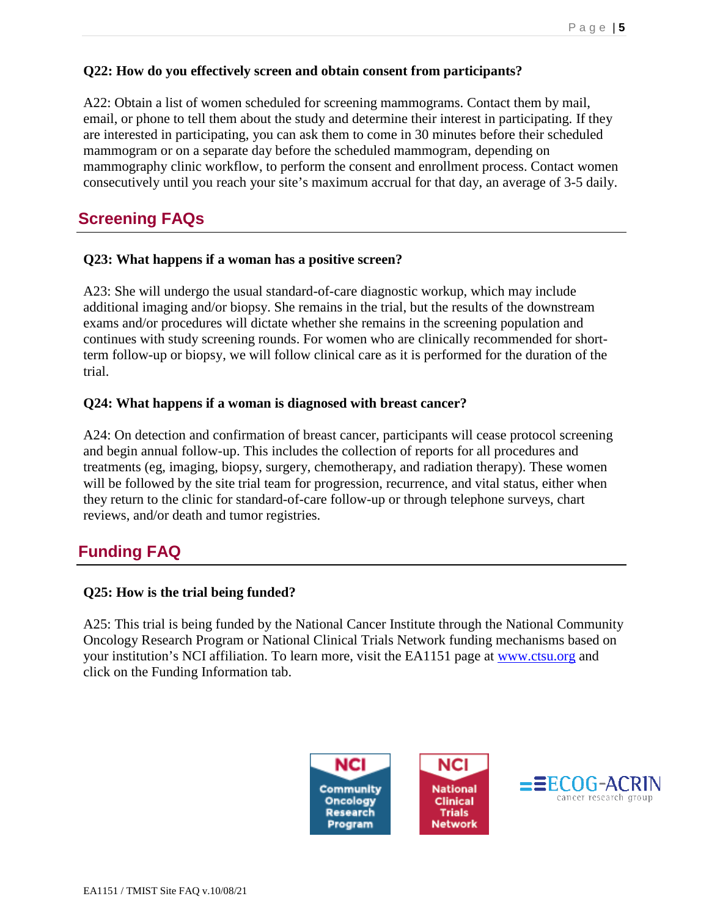**Q22: How do you effectively screen and obtain consent from participants?**

A22: Obtain a list of women scheduled for screening mammograms. Contact them by mail, email, or phone to tell them about the study and determine their interest in participating. If they are interested in participating, you can ask them to come in 30 minutes before their scheduled mammogram or on a separate day before the scheduled mammogram, depending on mammography clinic workflow, to perform the consent and enrollment process. Contact women consecutively until you reach your site's maximum accrual for that day, an average of 3-5 daily.

## Screening FAQs

**Q23: What happens if a woman has a positive screen?**

A23: She will undergo the usual standard-of-care diagnostic workup, which may include additional imaging and/or biopsy. She remains in the trial, but the results of the downstream exams and/or procedures will dictate whether she remains in the screening population and continues with study screening rounds. For women who are clinically recommended for short-term follow-up or biopsy, we will follow clinical care as it is performed for the duration of the trial.

**Q24: What happens if a woman is diagnosed with breast cancer?**

A24: On detection and confirmation of breast cancer, participants will cease protocol screening and begin annual follow-up. This includes the collection of reports for all procedures and treatments (eg, imaging, biopsy, surgery, chemotherapy, and radiation therapy). These women will be followed by the site trial team for progression, recurrence, and vital status, either when they return to the clinic for standard-of-care follow-up or through telephone surveys, chart reviews, and/or death and tumor registries.

## Funding FAQ

**Q25: How is the trial being funded?**

A25: This trial is being funded by the National Cancer Institute through the National Community Oncology Research Program or National Clinical Trials Network funding mechanisms based on your institution's NCI affiliation. To learn more, visit the EA1151 page at [www.ctsu.org](http://www.ctsu.org) and click on the Funding Information tab.

NCI Community Oncology Research Program

NCI National Clinical Trials Network

ECOG-ACRIN cancer research group

EA1151 / TMIST Site FAQ v.10/08/21